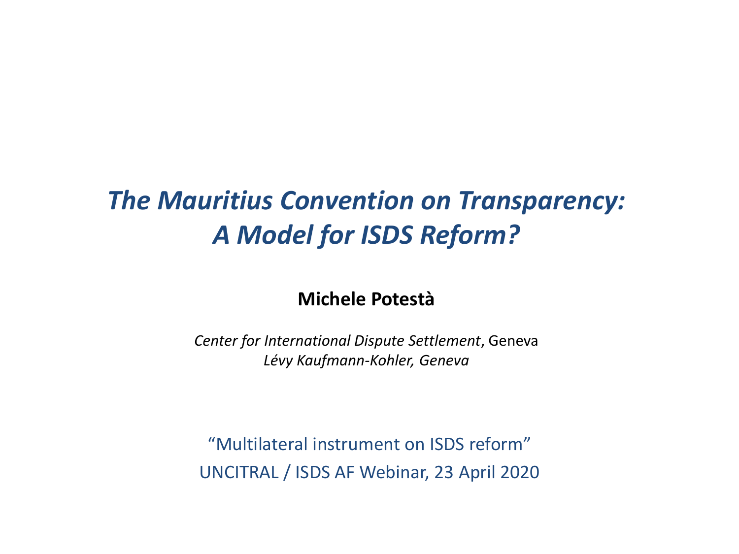# *The Mauritius Convention on Transparency: A Model for ISDS Reform?*

**Michele Potestà**

*Center for International Dispute Settlement*, Geneva
*Lévy Kaufmann-Kohler, Geneva*

"Multilateral instrument on ISDS reform"
UNCITRAL / ISDS AF Webinar, 23 April 2020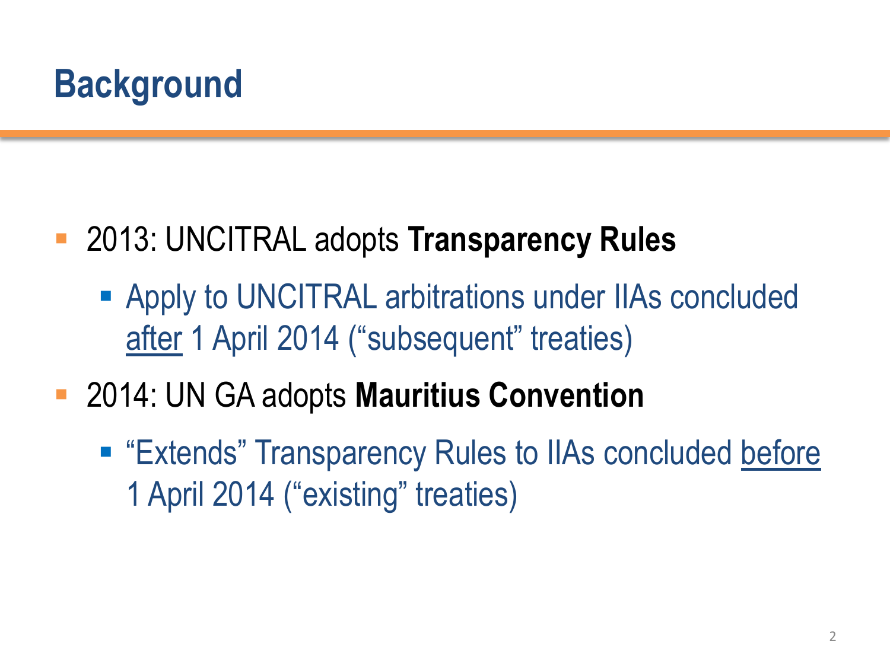# Background

- 2013: UNCITRAL adopts **Transparency Rules**
  - Apply to UNCITRAL arbitrations under IIAs concluded <u>after</u> 1 April 2014 ("subsequent" treaties)
- 2014: UN GA adopts **Mauritius Convention**
  - "Extends" Transparency Rules to IIAs concluded <u>before</u> 1 April 2014 ("existing" treaties)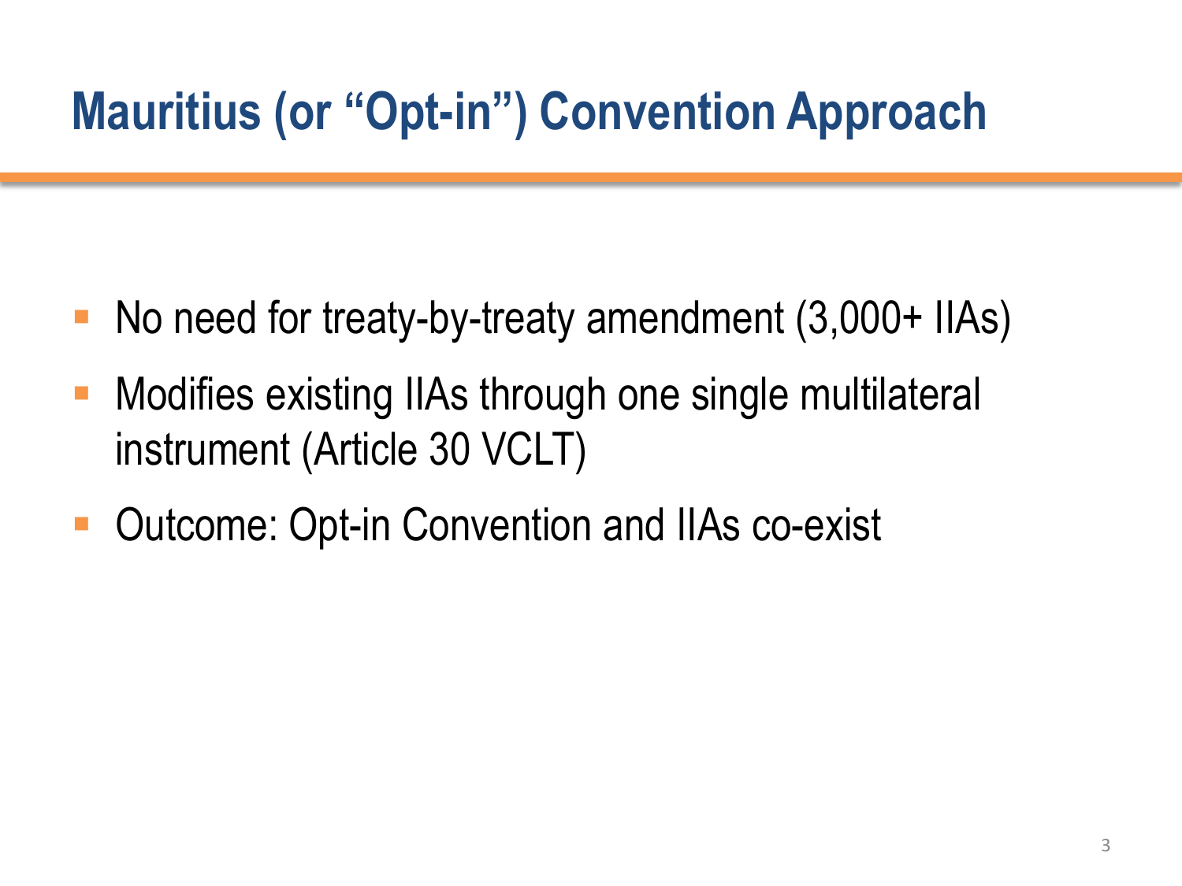# Mauritius (or "Opt-in") Convention Approach

- No need for treaty-by-treaty amendment (3,000+ IIAs)
- Modifies existing IIAs through one single multilateral instrument (Article 30 VCLT)
- Outcome: Opt-in Convention and IIAs co-exist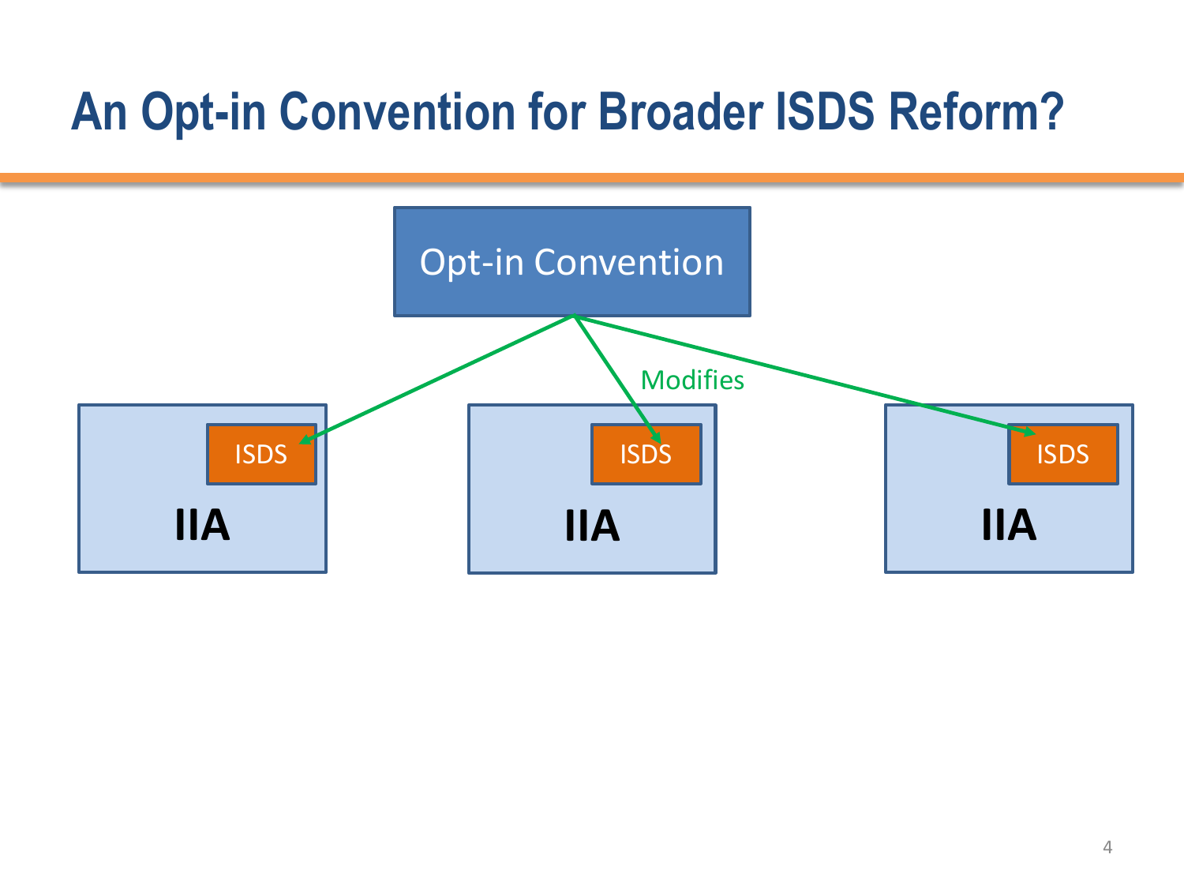# An Opt-in Convention for Broader ISDS Reform?

Opt-in Convention

Modifies

| IIA | IIA | IIA |
| --- | --- | --- |
| ISDS | ISDS | ISDS |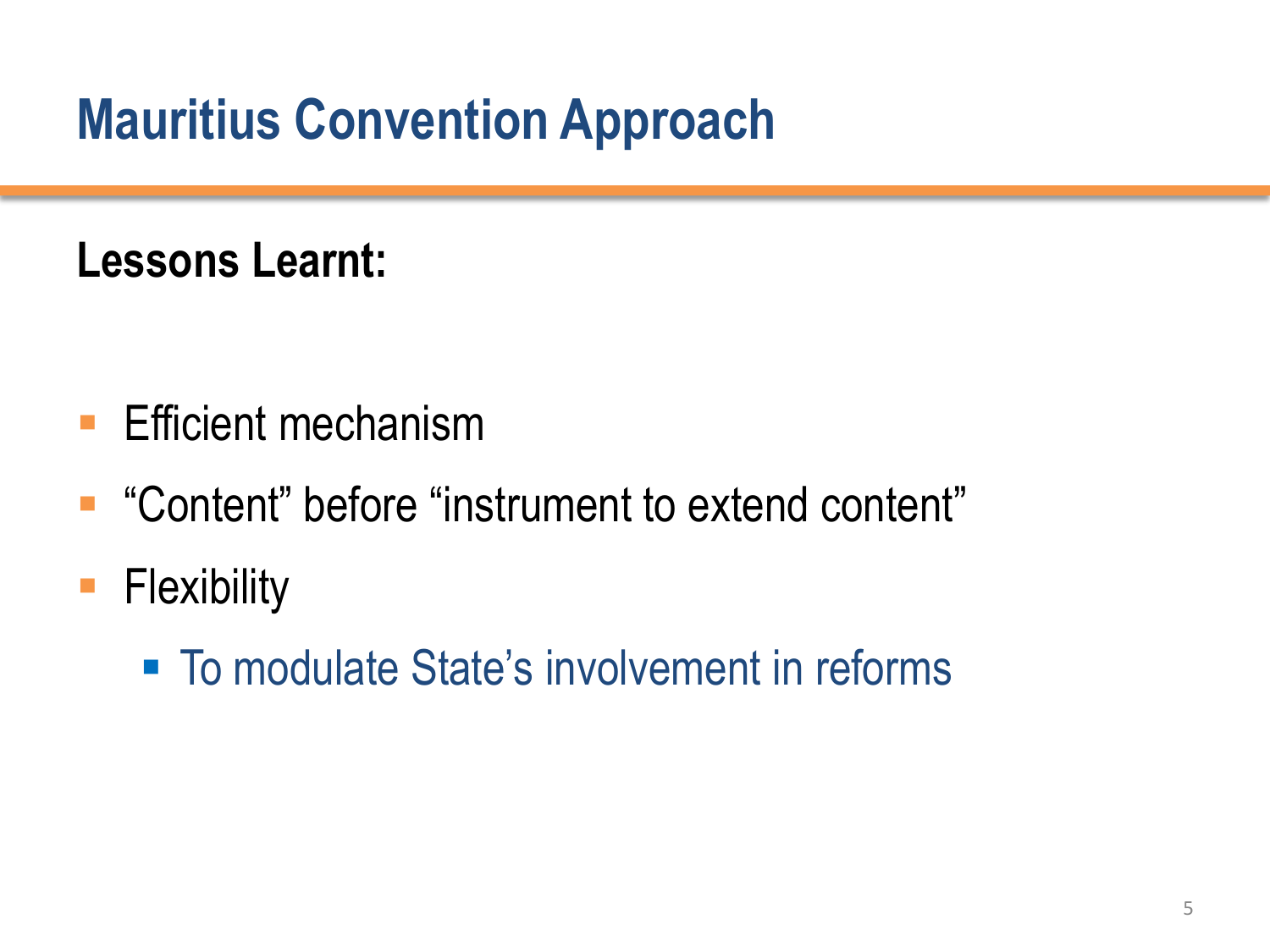# Mauritius Convention Approach

**Lessons Learnt:**

- Efficient mechanism
- "Content" before "instrument to extend content"
- Flexibility
  - To modulate State's involvement in reforms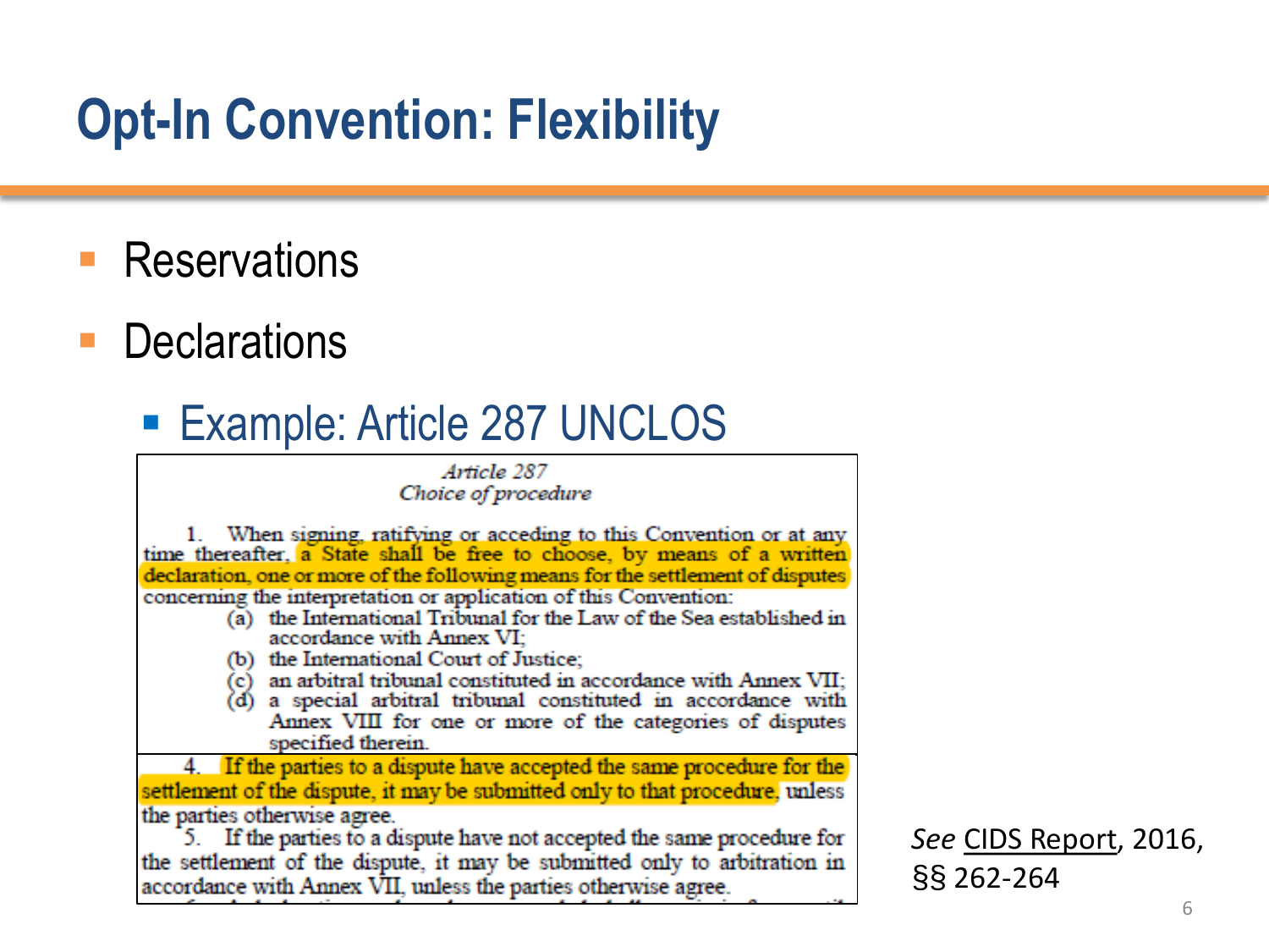# Opt-In Convention: Flexibility

- Reservations
- Declarations
  - Example: Article 287 UNCLOS

> *Article 287*
> *Choice of procedure*
>
> 1. When signing, ratifying or acceding to this Convention or at any time thereafter, a State shall be free to choose, by means of a written declaration, one or more of the following means for the settlement of disputes concerning the interpretation or application of this Convention:
>    (a) the International Tribunal for the Law of the Sea established in accordance with Annex VI;
>    (b) the International Court of Justice;
>    (c) an arbitral tribunal constituted in accordance with Annex VII;
>    (d) a special arbitral tribunal constituted in accordance with Annex VIII for one or more of the categories of disputes specified therein.
>
> 4. If the parties to a dispute have accepted the same procedure for the settlement of the dispute, it may be submitted only to that procedure, unless the parties otherwise agree.
>
> 5. If the parties to a dispute have not accepted the same procedure for the settlement of the dispute, it may be submitted only to arbitration in accordance with Annex VII, unless the parties otherwise agree.

*See* CIDS Report, 2016, §§ 262-264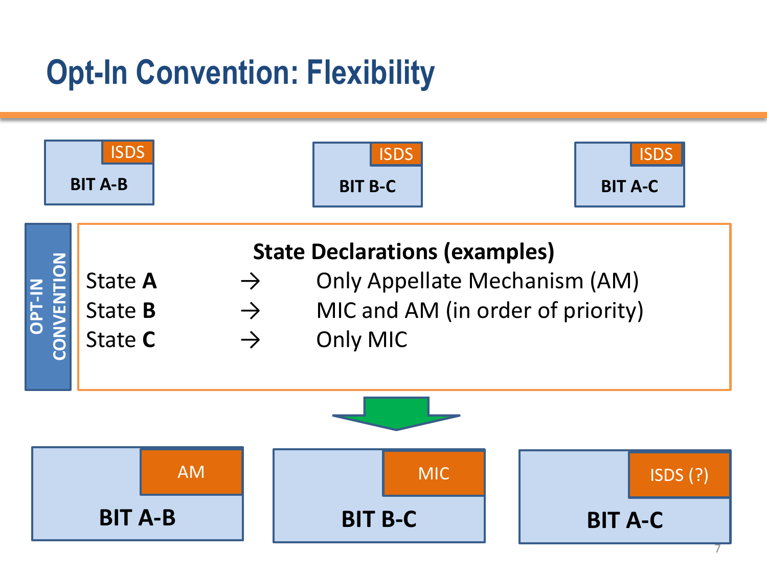# Opt-In Convention: Flexibility

**BIT A-B** — ISDS

**BIT B-C** — ISDS

**BIT A-C** — ISDS

**OPT-IN CONVENTION**

**State Declarations (examples)**

| | | |
|---|---|---|
| State **A** | → | Only Appellate Mechanism (AM) |
| State **B** | → | MIC and AM (in order of priority) |
| State **C** | → | Only MIC |

**BIT A-B** — AM

**BIT B-C** — MIC

**BIT A-C** — ISDS (?)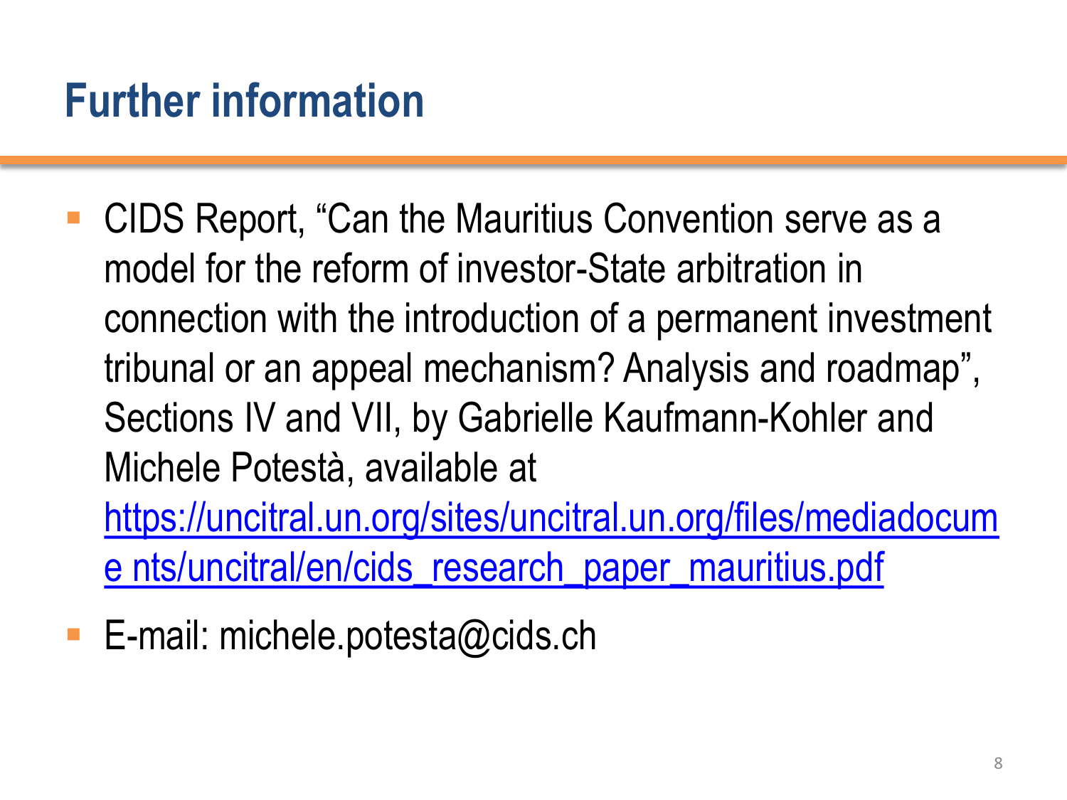# Further information

- CIDS Report, “Can the Mauritius Convention serve as a model for the reform of investor-State arbitration in connection with the introduction of a permanent investment tribunal or an appeal mechanism? Analysis and roadmap”, Sections IV and VII, by Gabrielle Kaufmann-Kohler and Michele Potestà, available at https://uncitral.un.org/sites/uncitral.un.org/files/mediadocume nts/uncitral/en/cids_research_paper_mauritius.pdf
- E-mail: michele.potesta@cids.ch